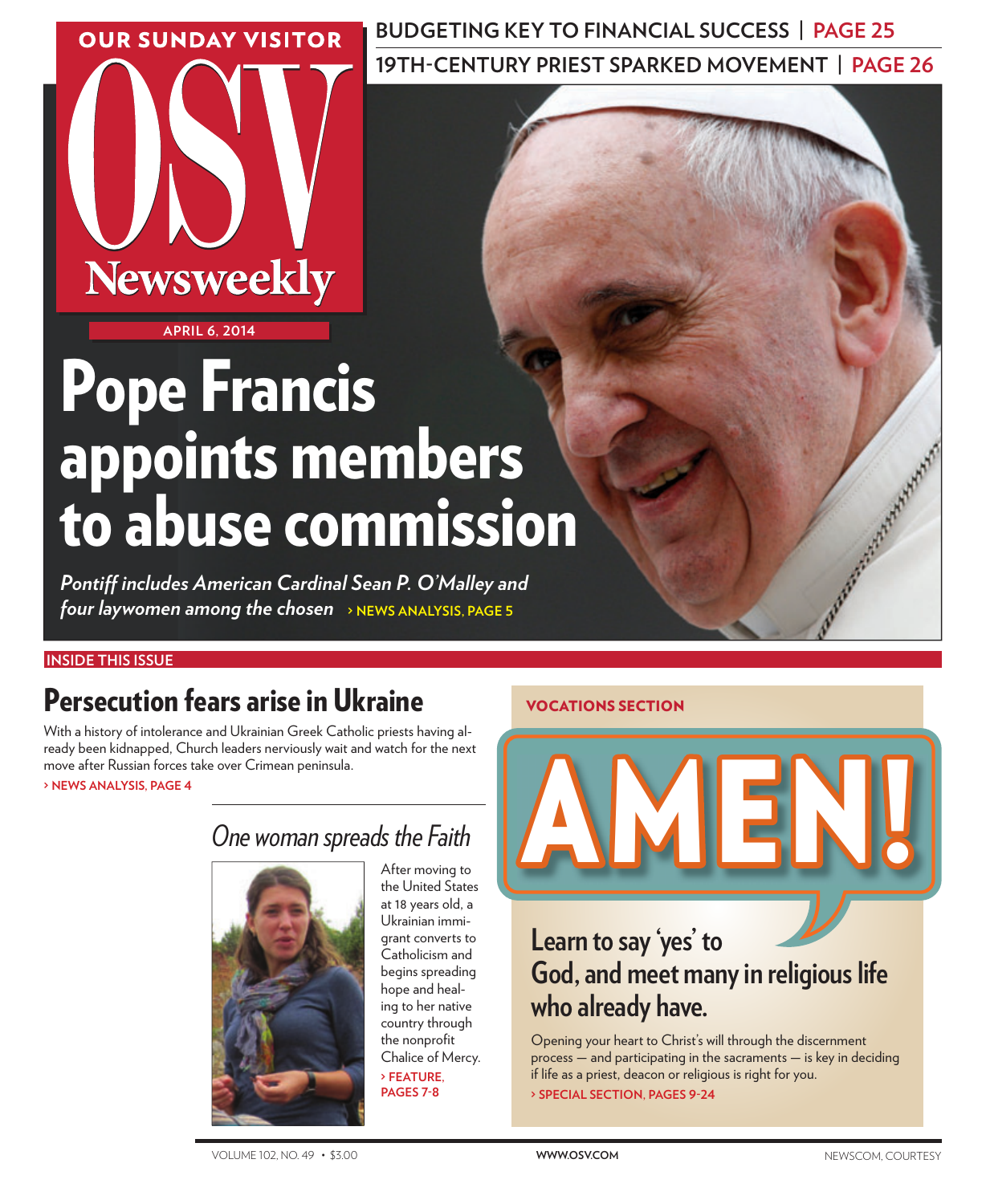OUR SUNDAY VISITOR

# OSV Newsweekly

APRIL 6, 2014

BUDGETING KEY TO FINANCIAL SUCCESS | PAGE 25

19TH-CENTURY PRIEST SPARKED MOVEMENT | PAGE 26

# Pope Francis appoints members to abuse commission

*Pontiff includes American Cardinal Sean P. O'Malley and four laywomen among the chosen* › NEWS ANALYSIS, PAGE 5

INSIDE THIS ISSUE

## Persecution fears arise in Ukraine

With a history of intolerance and Ukrainian Greek Catholic priests having already been kidnapped, Church leaders nerviously wait and watch for the next move after Russian forces take over Crimean peninsula.

› NEWS ANALYSIS, PAGE 4

## *One woman spreads the Faith*

After moving to the United States at 18 years old, a Ukrainian immigrant converts to Catholicism and begins spreading hope and healing to her native country through the nonprofit Chalice of Mercy.

› FEATURE, PAGES 7-8

VOCATIONS SECTION

# AMEN!

## Learn to say 'yes' to God, and meet many in religious life who already have.

Opening your heart to Christ's will through the discernment process — and participating in the sacraments — is key in deciding if life as a priest, deacon or religious is right for you.

› SPECIAL SECTION, PAGES 9-24

VOLUME 102, NO. 49 • $3.00 WWW.OSV.COM NEWSCOM, COURTESY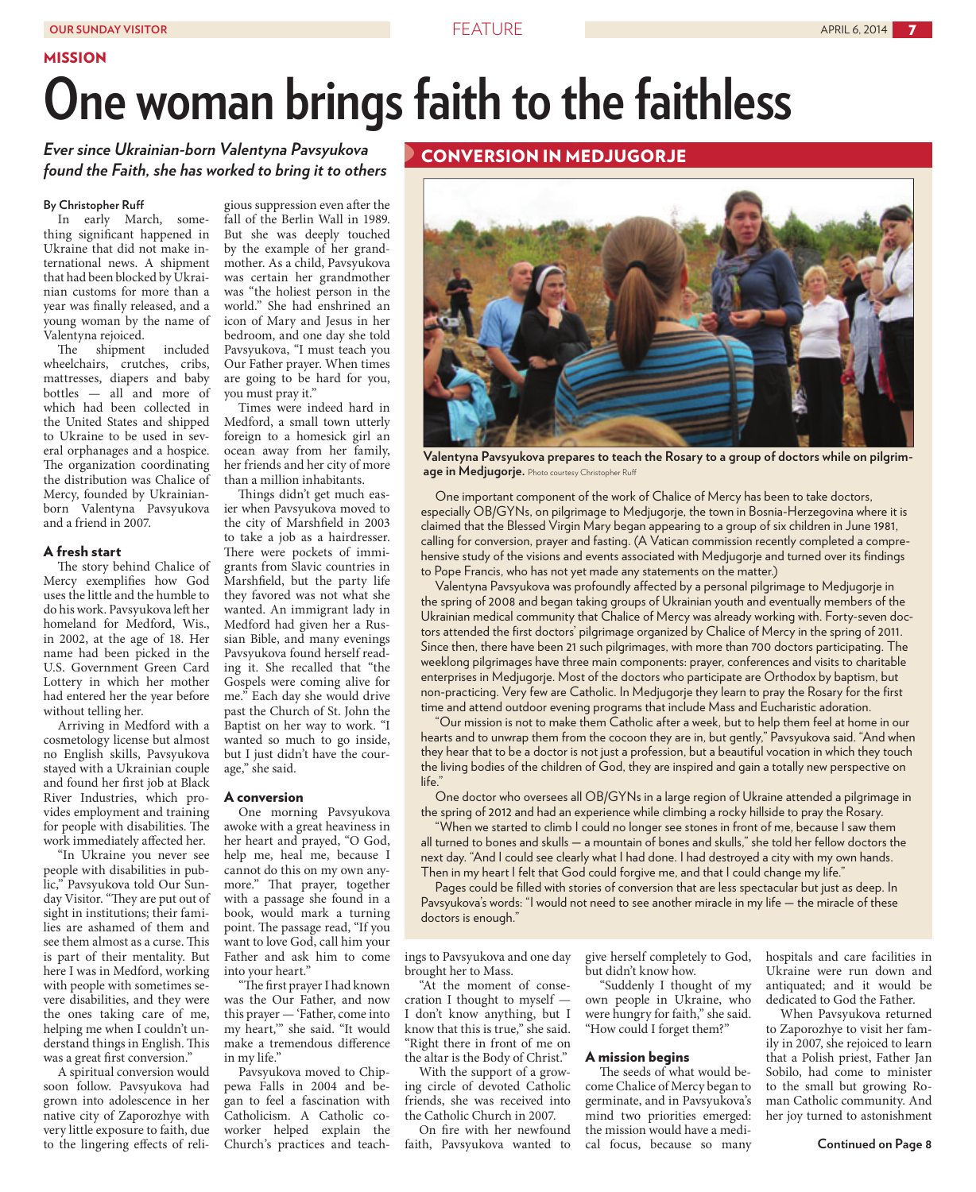MISSION

# One woman brings faith to the faithless

*Ever since Ukrainian-born Valentyna Pavsyukova found the Faith, she has worked to bring it to others*

By Christopher Ruff

In early March, something significant happened in Ukraine that did not make international news. A shipment that had been blocked by Ukrainian customs for more than a year was finally released, and a young woman by the name of Valentyna rejoiced.

The shipment included wheelchairs, crutches, cribs, mattresses, diapers and baby bottles — all and more of which had been collected in the United States and shipped to Ukraine to be used in several orphanages and a hospice. The organization coordinating the distribution was Chalice of Mercy, founded by Ukrainian-born Valentyna Pavsyukova and a friend in 2007.

### A fresh start

The story behind Chalice of Mercy exemplifies how God uses the little and the humble to do his work. Pavsyukova left her homeland for Medford, Wis., in 2002, at the age of 18. Her name had been picked in the U.S. Government Green Card Lottery in which her mother had entered her the year before without telling her.

Arriving in Medford with a cosmetology license but almost no English skills, Pavsyukova stayed with a Ukrainian couple and found her first job at Black River Industries, which provides employment and training for people with disabilities. The work immediately affected her.

"In Ukraine you never see people with disabilities in public," Pavsyukova told Our Sunday Visitor. "They are put out of sight in institutions; their families are ashamed of them and see them almost as a curse. This is part of their mentality. But here I was in Medford, working with people with sometimes severe disabilities, and they were the ones taking care of me, helping me when I couldn't understand things in English. This was a great first conversion."

A spiritual conversion would soon follow. Pavsyukova had grown into adolescence in her native city of Zaporozhye with very little exposure to faith, due to the lingering effects of religious suppression even after the fall of the Berlin Wall in 1989. But she was deeply touched by the example of her grandmother. As a child, Pavsyukova was certain her grandmother was "the holiest person in the world." She had enshrined an icon of Mary and Jesus in her bedroom, and one day she told Pavsyukova, "I must teach you Our Father prayer. When times are going to be hard for you, you must pray it."

Times were indeed hard in Medford, a small town utterly foreign to a homesick girl an ocean away from her family, her friends and her city of more than a million inhabitants.

Things didn't get much easier when Pavsyukova moved to the city of Marshfield in 2003 to take a job as a hairdresser. There were pockets of immigrants from Slavic countries in Marshfield, but the party life they favored was not what she wanted. An immigrant lady in Medford had given her a Russian Bible, and many evenings Pavsyukova found herself reading it. She recalled that "the Gospels were coming alive for me." Each day she would drive past the Church of St. John the Baptist on her way to work. "I wanted so much to go inside, but I just didn't have the courage," she said.

### A conversion

One morning Pavsyukova awoke with a great heaviness in her heart and prayed, "O God, help me, heal me, because I cannot do this on my own anymore." That prayer, together with a passage she found in a book, would mark a turning point. The passage read, "If you want to love God, call him your Father and ask him to come into your heart."

"The first prayer I had known was the Our Father, and now this prayer — 'Father, come into my heart,'" she said. "It would make a tremendous difference in my life."

Pavsyukova moved to Chippewa Falls in 2004 and began to feel a fascination with Catholicism. A Catholic coworker helped explain the Church's practices and teachings to Pavsyukova and one day brought her to Mass.

"At the moment of consecration I thought to myself — I don't know anything, but I know that this is true," she said. "Right there in front of me on the altar is the Body of Christ."

With the support of a growing circle of devoted Catholic friends, she was received into the Catholic Church in 2007.

On fire with her newfound faith, Pavsyukova wanted to give herself completely to God, but didn't know how.

"Suddenly I thought of my own people in Ukraine, who were hungry for faith," she said. "How could I forget them?"

### A mission begins

The seeds of what would become Chalice of Mercy began to germinate, and in Pavsyukova's mind two priorities emerged: the mission would have a medical focus, because so many hospitals and care facilities in Ukraine were run down and antiquated; and it would be dedicated to God the Father.

When Pavsyukova returned to Zaporozhye to visit her family in 2007, she rejoiced to learn that a Polish priest, Father Jan Sobilo, had come to minister to the small but growing Roman Catholic community. And her joy turned to astonishment

**Continued on Page 8**

## CONVERSION IN MEDJUGORJE

**Valentyna Pavsyukova prepares to teach the Rosary to a group of doctors while on pilgrimage in Medjugorje.** Photo courtesy Christopher Ruff

One important component of the work of Chalice of Mercy has been to take doctors, especially OB/GYNs, on pilgrimage to Medjugorje, the town in Bosnia-Herzegovina where it is claimed that the Blessed Virgin Mary began appearing to a group of six children in June 1981, calling for conversion, prayer and fasting. (A Vatican commission recently completed a comprehensive study of the visions and events associated with Medjugorje and turned over its findings to Pope Francis, who has not yet made any statements on the matter.)

Valentyna Pavsyukova was profoundly affected by a personal pilgrimage to Medjugorje in the spring of 2008 and began taking groups of Ukrainian youth and eventually members of the Ukrainian medical community that Chalice of Mercy was already working with. Forty-seven doctors attended the first doctors' pilgrimage organized by Chalice of Mercy in the spring of 2011. Since then, there have been 21 such pilgrimages, with more than 700 doctors participating. The weeklong pilgrimages have three main components: prayer, conferences and visits to charitable enterprises in Medjugorje. Most of the doctors who participate are Orthodox by baptism, but non-practicing. Very few are Catholic. In Medjugorje they learn to pray the Rosary for the first time and attend outdoor evening programs that include Mass and Eucharistic adoration.

"Our mission is not to make them Catholic after a week, but to help them feel at home in our hearts and to unwrap them from the cocoon they are in, but gently," Pavsyukova said. "And when they hear that to be a doctor is not just a profession, but a beautiful vocation in which they touch the living bodies of the children of God, they are inspired and gain a totally new perspective on life."

One doctor who oversees all OB/GYNs in a large region of Ukraine attended a pilgrimage in the spring of 2012 and had an experience while climbing a rocky hillside to pray the Rosary.

"When we started to climb I could no longer see stones in front of me, because I saw them all turned to bones and skulls — a mountain of bones and skulls," she told her fellow doctors the next day. "And I could see clearly what I had done. I had destroyed a city with my own hands. Then in my heart I felt that God could forgive me, and that I could change my life."

Pages could be filled with stories of conversion that are less spectacular but just as deep. In Pavsyukova's words: "I would not need to see another miracle in my life — the miracle of these doctors is enough."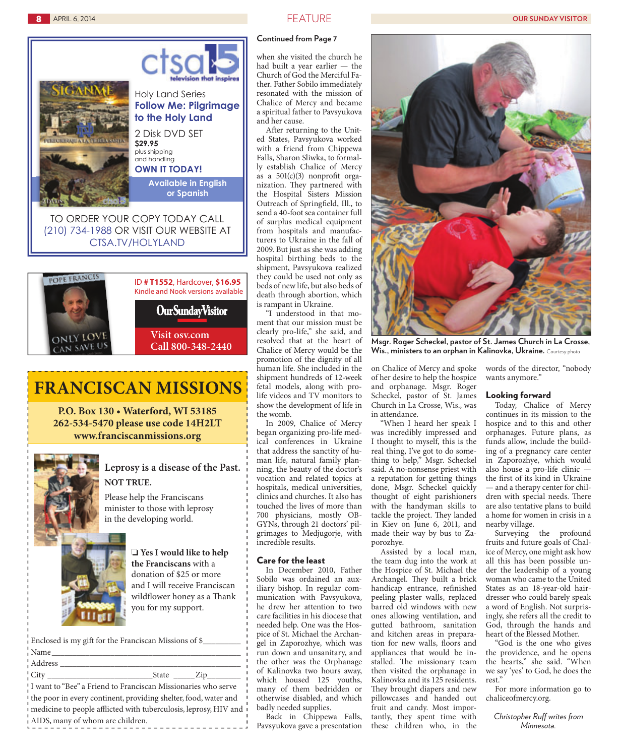Continued from Page 7

when she visited the church he had built a year earlier — the Church of God the Merciful Father. Father Sobilo immediately resonated with the mission of Chalice of Mercy and became a spiritual father to Pavsyukova and her cause.

After returning to the United States, Pavsyukova worked with a friend from Chippewa Falls, Sharon Sliwka, to formally establish Chalice of Mercy as a 501(c)(3) nonprofit organization. They partnered with the Hospital Sisters Mission Outreach of Springfield, Ill., to send a 40-foot sea container full of surplus medical equipment from hospitals and manufacturers to Ukraine in the fall of 2009. But just as she was adding hospital birthing beds to the shipment, Pavsyukova realized they could be used not only as beds of new life, but also beds of death through abortion, which is rampant in Ukraine.

"I understood in that moment that our mission must be clearly pro-life," she said, and resolved that at the heart of Chalice of Mercy would be the promotion of the dignity of all human life. She included in the shipment hundreds of 12-week fetal models, along with pro-life videos and TV monitors to show the development of life in the womb.

In 2009, Chalice of Mercy began organizing pro-life medical conferences in Ukraine that address the sanctity of human life, natural family planning, the beauty of the doctor's vocation and related topics at hospitals, medical universities, clinics and churches. It also has touched the lives of more than 700 physicians, mostly OB-GYNs, through 21 doctors' pilgrimages to Medjugorje, with incredible results.

## Care for the least

In December 2010, Father Sobilo was ordained an auxiliary bishop. In regular communication with Pavsyukova, he drew her attention to two care facilities in his diocese that needed help. One was the Hospice of St. Michael the Archangel in Zaporozhye, which was run down and unsanitary, and the other was the Orphanage of Kalinovka two hours away, which housed 125 youths, many of them bedridden or otherwise disabled, and which badly needed supplies.

Back in Chippewa Falls, Pavsyukova gave a presentation on Chalice of Mercy and spoke of her desire to help the hospice and orphanage. Msgr. Roger Scheckel, pastor of St. James Church in La Crosse, Wis., was in attendance.

"When I heard her speak I was incredibly impressed and I thought to myself, this is the real thing, I've got to do something to help," Msgr. Scheckel said. A no-nonsense priest with a reputation for getting things done, Msgr. Scheckel quickly thought of eight parishioners with the handyman skills to tackle the project. They landed in Kiev on June 6, 2011, and made their way by bus to Zaporozhye.

Assisted by a local man, the team dug into the work at the Hospice of St. Michael the Archangel. They built a brick handicap entrance, refinished peeling plaster walls, replaced barred old windows with new ones allowing ventilation, and gutted bathroom, sanitation and kitchen areas in preparation for new walls, floors and appliances that would be installed. The missionary team then visited the orphanage in Kalinovka and its 125 residents. They brought diapers and new pillowcases and handed out fruit and candy. Most importantly, they spent time with these children who, in the words of the director, "nobody wants anymore."

Msgr. Roger Scheckel, pastor of St. James Church in La Crosse, Wis., ministers to an orphan in Kalinovka, Ukraine. Courtesy photo

## Looking forward

Today, Chalice of Mercy continues in its mission to the hospice and to this and other orphanages. Future plans, as funds allow, include the building of a pregnancy care center in Zaporozhye, which would also house a pro-life clinic — the first of its kind in Ukraine — and a therapy center for children with special needs. There are also tentative plans to build a home for women in crisis in a nearby village.

Surveying the profound fruits and future goals of Chalice of Mercy, one might ask how all this has been possible under the leadership of a young woman who came to the United States as an 18-year-old hairdresser who could barely speak a word of English. Not surprisingly, she refers all the credit to God, through the hands and heart of the Blessed Mother.

"God is the one who gives the providence, and he opens the hearts," she said. "When we say 'yes' to God, he does the rest."

For more information go to chaliceofmercy.org.

*Christopher Ruff writes from Minnesota.*

---

ctsa15 television that inspires

Holy Land Series
**Follow Me: Pilgrimage to the Holy Land**

2 Disk DVD SET
**$29.95**
plus shipping and handling

**OWN IT TODAY!**

**Available in English or Spanish**

TO ORDER YOUR COPY TODAY CALL (210) 734-1988 OR VISIT OUR WEBSITE AT CTSA.TV/HOLYLAND

---

POPE FRANCIS — ONLY LOVE CAN SAVE US

ID # **T1552**, Hardcover, **$16.95**
Kindle and Nook versions available

Our Sunday Visitor

Visit osv.com
Call 800-348-2440

---

# FRANCISCAN MISSIONS

**P.O. Box 130 • Waterford, WI 53185**
**262-534-5470 please use code 14H2LT**
**www.franciscanmissions.org**

**Leprosy is a disease of the Past.**
**NOT TRUE.**
Please help the Franciscans minister to those with leprosy in the developing world.

❑ **Yes I would like to help the Franciscans** with a donation of $25 or more and I will receive Franciscan wildflower honey as a Thank you for my support.

Enclosed is my gift for the Franciscan Missions of $_________
Name _______________________________________________
Address _____________________________________________
City _________________________ State _____ Zip________

I want to "Bee" a Friend to Franciscan Missionaries who serve the poor in every continent, providing shelter, food, water and medicine to people afflicted with tuberculosis, leprosy, HIV and AIDS, many of whom are children.